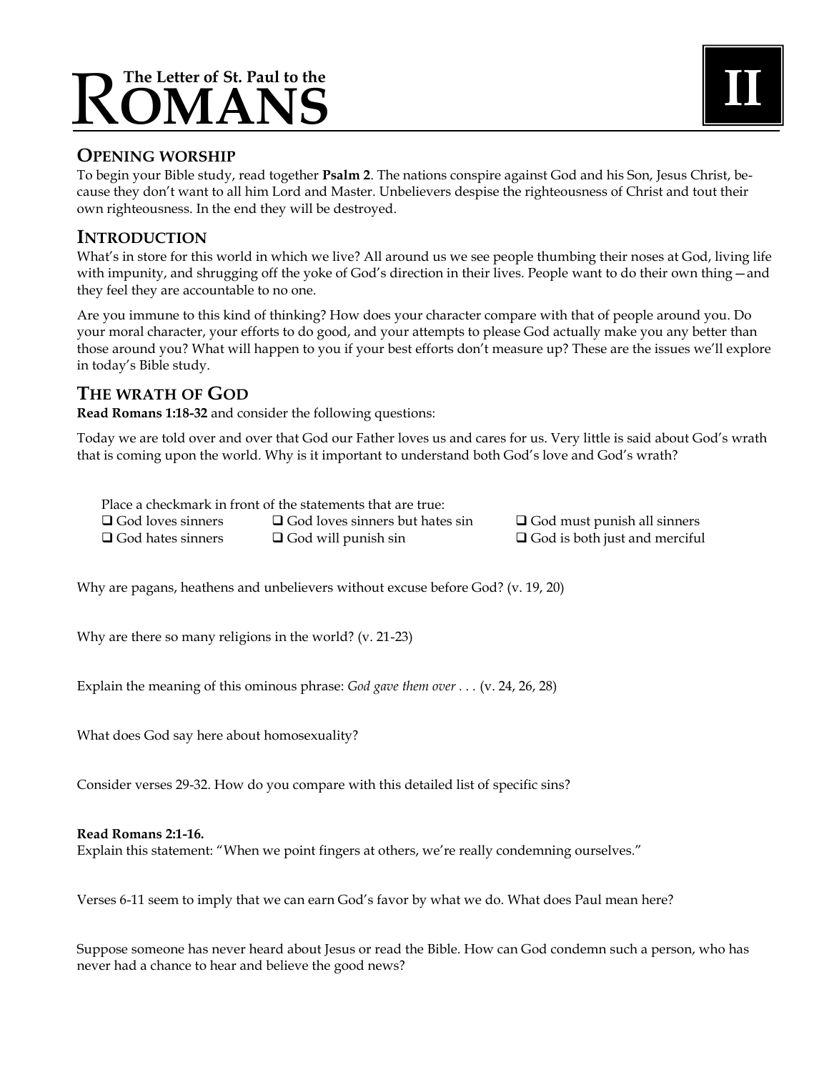# The Letter of St. Paul to the ROMANS

**II**

## OPENING WORSHIP

To begin your Bible study, read together **Psalm 2**. The nations conspire against God and his Son, Jesus Christ, because they don't want to all him Lord and Master. Unbelievers despise the righteousness of Christ and tout their own righteousness. In the end they will be destroyed.

## INTRODUCTION

What's in store for this world in which we live? All around us we see people thumbing their noses at God, living life with impunity, and shrugging off the yoke of God's direction in their lives. People want to do their own thing—and they feel they are accountable to no one.

Are you immune to this kind of thinking? How does your character compare with that of people around you. Do your moral character, your efforts to do good, and your attempts to please God actually make you any better than those around you? What will happen to you if your best efforts don't measure up? These are the issues we'll explore in today's Bible study.

## THE WRATH OF GOD

**Read Romans 1:18-32** and consider the following questions:

Today we are told over and over that God our Father loves us and cares for us. Very little is said about God's wrath that is coming upon the world. Why is it important to understand both God's love and God's wrath?

Place a checkmark in front of the statements that are true:

- ❑ God loves sinners
- ❑ God hates sinners
- ❑ God loves sinners but hates sin
- ❑ God will punish sin
- ❑ God must punish all sinners
- ❑ God is both just and merciful

Why are pagans, heathens and unbelievers without excuse before God? (v. 19, 20)

Why are there so many religions in the world? (v. 21-23)

Explain the meaning of this ominous phrase: *God gave them over . . .* (v. 24, 26, 28)

What does God say here about homosexuality?

Consider verses 29-32. How do you compare with this detailed list of specific sins?

**Read Romans 2:1-16.**

Explain this statement: "When we point fingers at others, we're really condemning ourselves."

Verses 6-11 seem to imply that we can earn God's favor by what we do. What does Paul mean here?

Suppose someone has never heard about Jesus or read the Bible. How can God condemn such a person, who has never had a chance to hear and believe the good news?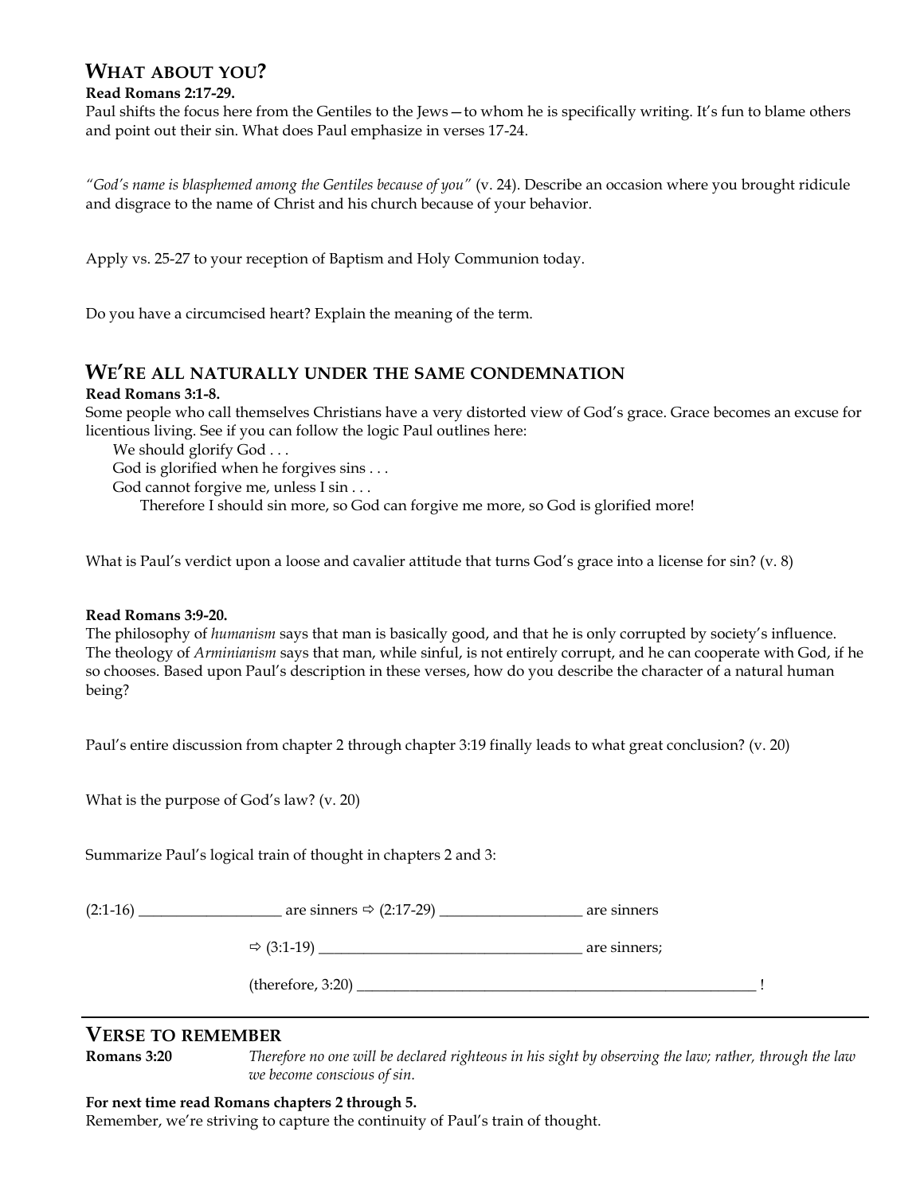## What about you?

**Read Romans 2:17-29.**

Paul shifts the focus here from the Gentiles to the Jews—to whom he is specifically writing. It's fun to blame others and point out their sin. What does Paul emphasize in verses 17-24.

*"God's name is blasphemed among the Gentiles because of you"* (v. 24). Describe an occasion where you brought ridicule and disgrace to the name of Christ and his church because of your behavior.

Apply vs. 25-27 to your reception of Baptism and Holy Communion today.

Do you have a circumcised heart? Explain the meaning of the term.

## We're all naturally under the same condemnation

**Read Romans 3:1-8.**

Some people who call themselves Christians have a very distorted view of God's grace. Grace becomes an excuse for licentious living. See if you can follow the logic Paul outlines here:

> We should glorify God . . .
> God is glorified when he forgives sins . . .
> God cannot forgive me, unless I sin . . .
>> Therefore I should sin more, so God can forgive me more, so God is glorified more!

What is Paul's verdict upon a loose and cavalier attitude that turns God's grace into a license for sin? (v. 8)

**Read Romans 3:9-20.**

The philosophy of *humanism* says that man is basically good, and that he is only corrupted by society's influence. The theology of *Arminianism* says that man, while sinful, is not entirely corrupt, and he can cooperate with God, if he so chooses. Based upon Paul's description in these verses, how do you describe the character of a natural human being?

Paul's entire discussion from chapter 2 through chapter 3:19 finally leads to what great conclusion? (v. 20)

What is the purpose of God's law? (v. 20)

Summarize Paul's logical train of thought in chapters 2 and 3:

(2:1-16) ___________________ are sinners ⇨ (2:17-29) ___________________ are sinners

⇨ (3:1-19) ___________________________________ are sinners;

(therefore, 3:20) _______________________________________________________ !

## Verse to remember

**Romans 3:20** *Therefore no one will be declared righteous in his sight by observing the law; rather, through the law we become conscious of sin.*

**For next time read Romans chapters 2 through 5.**

Remember, we're striving to capture the continuity of Paul's train of thought.